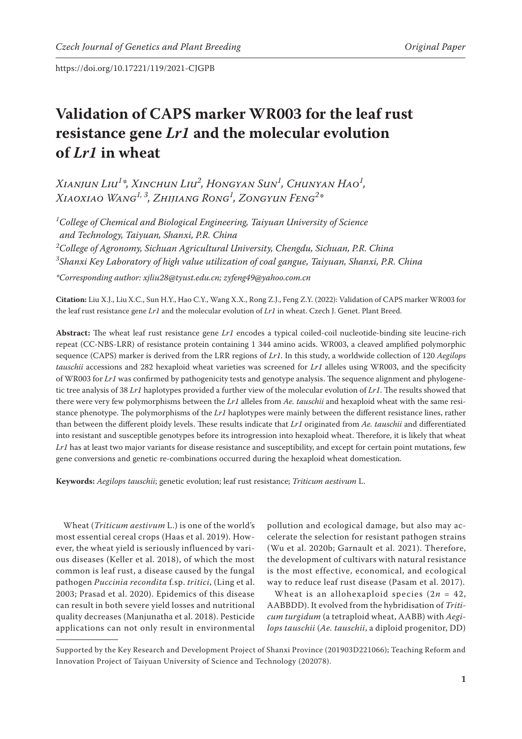https://doi.org/10.17221/119/2021-CJGPB

# Validation of CAPS marker WR003 for the leaf rust resistance gene *Lr1* and the molecular evolution of *Lr1* in wheat

*Xianjun Liu[1]\*, Xinchun Liu[2], Hongyan Sun[1], Chunyan Hao[1], Xiaoxiao Wang[1,3], Zhijiang Rong[1], Zongyun Feng[2]\**

[1]*College of Chemical and Biological Engineering, Taiyuan University of Science and Technology, Taiyuan, Shanxi, P.R. China*
[2]*College of Agronomy, Sichuan Agricultural University, Chengdu, Sichuan, P.R. China*
[3]*Shanxi Key Laboratory of high value utilization of coal gangue, Taiyuan, Shanxi, P.R. China*

*\*Corresponding author: xjliu28@tyust.edu.cn; zyfeng49@yahoo.com.cn*

**Citation:** Liu X.J., Liu X.C., Sun H.Y., Hao C.Y., Wang X.X., Rong Z.J., Feng Z.Y. (2022): Validation of CAPS marker WR003 for the leaf rust resistance gene *Lr1* and the molecular evolution of *Lr1* in wheat. Czech J. Genet. Plant Breed.

**Abstract:** The wheat leaf rust resistance gene *Lr1* encodes a typical coiled-coil nucleotide-binding site leucine-rich repeat (CC-NBS-LRR) of resistance protein containing 1 344 amino acids. WR003, a cleaved amplified polymorphic sequence (CAPS) marker is derived from the LRR regions of *Lr1*. In this study, a worldwide collection of 120 *Aegilops tauschii* accessions and 282 hexaploid wheat varieties was screened for *Lr1* alleles using WR003, and the specificity of WR003 for *Lr1* was confirmed by pathogenicity tests and genotype analysis. The sequence alignment and phylogenetic tree analysis of 38 *Lr1* haplotypes provided a further view of the molecular evolution of *Lr1*. The results showed that there were very few polymorphisms between the *Lr1* alleles from *Ae. tauschii* and hexaploid wheat with the same resistance phenotype. The polymorphisms of the *Lr1* haplotypes were mainly between the different resistance lines, rather than between the different ploidy levels. These results indicate that *Lr1* originated from *Ae. tauschii* and differentiated into resistant and susceptible genotypes before its introgression into hexaploid wheat. Therefore, it is likely that wheat *Lr1* has at least two major variants for disease resistance and susceptibility, and except for certain point mutations, few gene conversions and genetic re-combinations occurred during the hexaploid wheat domestication.

**Keywords:** *Aegilops tauschii*; genetic evolution; leaf rust resistance; *Triticum aestivum* L.

Wheat (*Triticum aestivum* L.) is one of the world's most essential cereal crops (Haas et al. 2019). However, the wheat yield is seriously influenced by various diseases (Keller et al. 2018), of which the most common is leaf rust, a disease caused by the fungal pathogen *Puccinia recondita* f.sp. *tritici*, (Ling et al. 2003; Prasad et al. 2020). Epidemics of this disease can result in both severe yield losses and nutritional quality decreases (Manjunatha et al. 2018). Pesticide applications can not only result in environmental pollution and ecological damage, but also may accelerate the selection for resistant pathogen strains (Wu et al. 2020b; Garnault et al. 2021). Therefore, the development of cultivars with natural resistance is the most effective, economical, and ecological way to reduce leaf rust disease (Pasam et al. 2017).

Wheat is an allohexaploid species ($2n = 42$, AABBDD). It evolved from the hybridisation of *Triticum turgidum* (a tetraploid wheat, AABB) with *Aegilops tauschii* (*Ae. tauschii*, a diploid progenitor, DD)

Supported by the Key Research and Development Project of Shanxi Province (201903D221066); Teaching Reform and Innovation Project of Taiyuan University of Science and Technology (202078).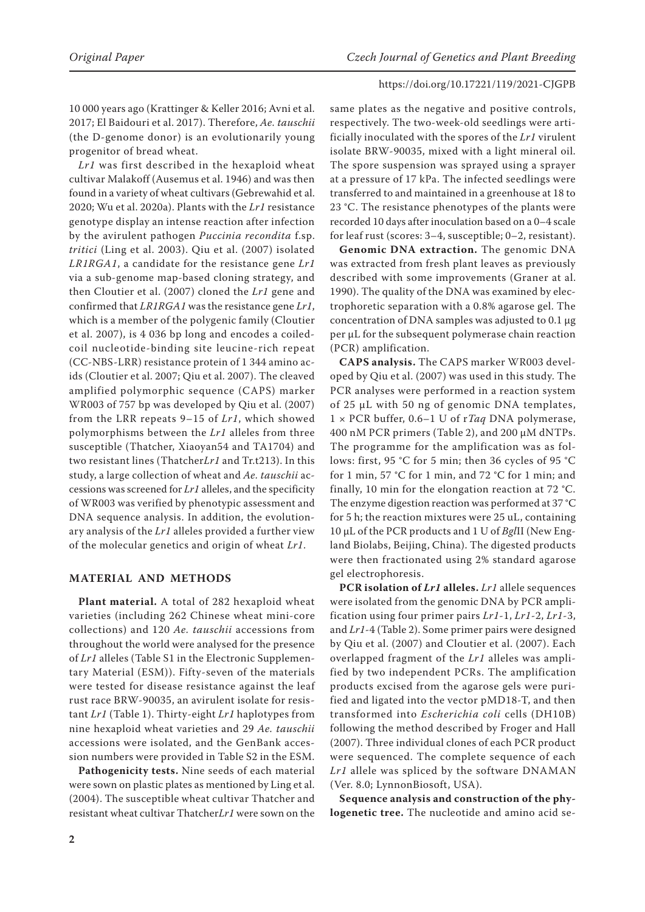10 000 years ago (Krattinger & Keller 2016; Avni et al. 2017; El Baidouri et al. 2017). Therefore, *Ae. tauschii* (the D-genome donor) is an evolutionarily young progenitor of bread wheat.

*Lr1* was first described in the hexaploid wheat cultivar Malakoff (Ausemus et al. 1946) and was then found in a variety of wheat cultivars (Gebrewahid et al. 2020; Wu et al. 2020a). Plants with the *Lr1* resistance genotype display an intense reaction after infection by the avirulent pathogen *Puccinia recondita* f.sp. *tritici* (Ling et al. 2003). Qiu et al. (2007) isolated *LR1RGA1*, a candidate for the resistance gene *Lr1* via a sub-genome map-based cloning strategy, and then Cloutier et al. (2007) cloned the *Lr1* gene and confirmed that *LR1RGA1* was the resistance gene *Lr1*, which is a member of the polygenic family (Cloutier et al. 2007), is 4 036 bp long and encodes a coiled-coil nucleotide-binding site leucine-rich repeat (CC-NBS-LRR) resistance protein of 1 344 amino acids (Cloutier et al. 2007; Qiu et al. 2007). The cleaved amplified polymorphic sequence (CAPS) marker WR003 of 757 bp was developed by Qiu et al. (2007) from the LRR repeats 9–15 of *Lr1*, which showed polymorphisms between the *Lr1* alleles from three susceptible (Thatcher, Xiaoyan54 and TA1704) and two resistant lines (Thatcher*Lr1* and Tr.t213). In this study, a large collection of wheat and *Ae. tauschii* accessions was screened for *Lr1* alleles, and the specificity of WR003 was verified by phenotypic assessment and DNA sequence analysis. In addition, the evolutionary analysis of the *Lr1* alleles provided a further view of the molecular genetics and origin of wheat *Lr1*.

## MATERIAL AND METHODS

**Plant material.** A total of 282 hexaploid wheat varieties (including 262 Chinese wheat mini-core collections) and 120 *Ae. tauschii* accessions from throughout the world were analysed for the presence of *Lr1* alleles (Table S1 in the Electronic Supplementary Material (ESM)). Fifty-seven of the materials were tested for disease resistance against the leaf rust race BRW-90035, an avirulent isolate for resistant *Lr1* (Table 1). Thirty-eight *Lr1* haplotypes from nine hexaploid wheat varieties and 29 *Ae. tauschii* accessions were isolated, and the GenBank accession numbers were provided in Table S2 in the ESM.

**Pathogenicity tests.** Nine seeds of each material were sown on plastic plates as mentioned by Ling et al. (2004). The susceptible wheat cultivar Thatcher and resistant wheat cultivar Thatcher*Lr1* were sown on the same plates as the negative and positive controls, respectively. The two-week-old seedlings were artificially inoculated with the spores of the *Lr1* virulent isolate BRW-90035, mixed with a light mineral oil. The spore suspension was sprayed using a sprayer at a pressure of 17 kPa. The infected seedlings were transferred to and maintained in a greenhouse at 18 to 23 °C. The resistance phenotypes of the plants were recorded 10 days after inoculation based on a 0–4 scale for leaf rust (scores: 3–4, susceptible; 0–2, resistant).

**Genomic DNA extraction.** The genomic DNA was extracted from fresh plant leaves as previously described with some improvements (Graner at al. 1990). The quality of the DNA was examined by electrophoretic separation with a 0.8% agarose gel. The concentration of DNA samples was adjusted to 0.1 μg per μL for the subsequent polymerase chain reaction (PCR) amplification.

**CAPS analysis.** The CAPS marker WR003 developed by Qiu et al. (2007) was used in this study. The PCR analyses were performed in a reaction system of 25 μL with 50 ng of genomic DNA templates, 1 × PCR buffer, 0.6–1 U of r*Taq* DNA polymerase, 400 nM PCR primers (Table 2), and 200 μM dNTPs. The programme for the amplification was as follows: first, 95 °C for 5 min; then 36 cycles of 95 °C for 1 min, 57 °C for 1 min, and 72 °C for 1 min; and finally, 10 min for the elongation reaction at 72 °C. The enzyme digestion reaction was performed at 37 °C for 5 h; the reaction mixtures were 25 uL, containing 10 μL of the PCR products and 1 U of *Bgl*II (New England Biolabs, Beijing, China). The digested products were then fractionated using 2% standard agarose gel electrophoresis.

**PCR isolation of *Lr1* alleles.** *Lr1* allele sequences were isolated from the genomic DNA by PCR amplification using four primer pairs *Lr1*-1, *Lr1*-2, *Lr1*-3, and *Lr1*-4 (Table 2). Some primer pairs were designed by Qiu et al. (2007) and Cloutier et al. (2007). Each overlapped fragment of the *Lr1* alleles was amplified by two independent PCRs. The amplification products excised from the agarose gels were purified and ligated into the vector pMD18-T, and then transformed into *Escherichia coli* cells (DH10B) following the method described by Froger and Hall (2007). Three individual clones of each PCR product were sequenced. The complete sequence of each *Lr1* allele was spliced by the software DNAMAN (Ver. 8.0; LynnonBiosoft, USA).

**Sequence analysis and construction of the phylogenetic tree.** The nucleotide and amino acid se-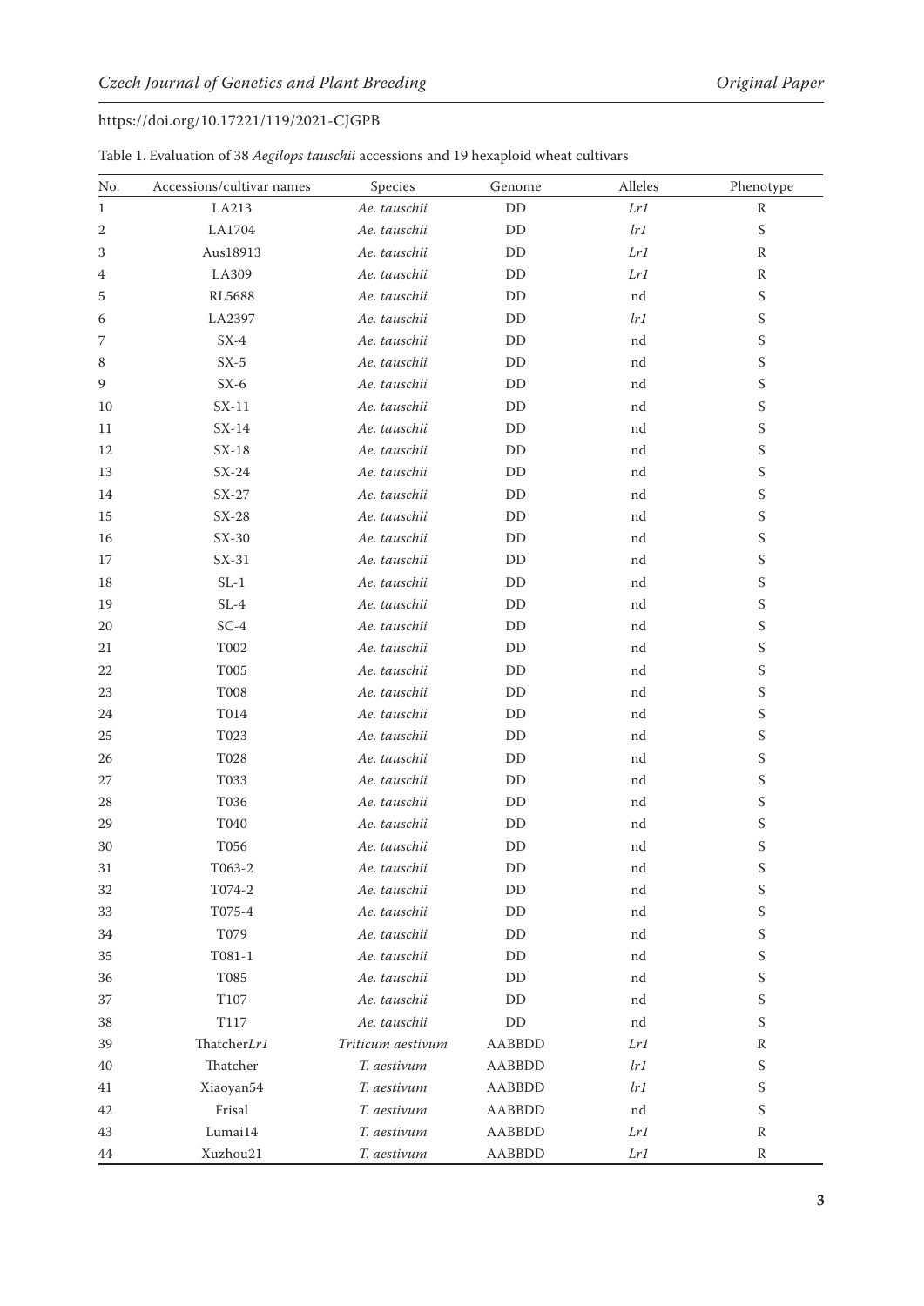Table 1. Evaluation of 38 *Aegilops tauschii* accessions and 19 hexaploid wheat cultivars

| No. | Accessions/cultivar names | Species | Genome | Alleles | Phenotype |
|---|---|---|---|---|---|
| 1 | LA213 | *Ae. tauschii* | DD | *Lr1* | R |
| 2 | LA1704 | *Ae. tauschii* | DD | *lr1* | S |
| 3 | Aus18913 | *Ae. tauschii* | DD | *Lr1* | R |
| 4 | LA309 | *Ae. tauschii* | DD | *Lr1* | R |
| 5 | RL5688 | *Ae. tauschii* | DD | nd | S |
| 6 | LA2397 | *Ae. tauschii* | DD | *lr1* | S |
| 7 | SX-4 | *Ae. tauschii* | DD | nd | S |
| 8 | SX-5 | *Ae. tauschii* | DD | nd | S |
| 9 | SX-6 | *Ae. tauschii* | DD | nd | S |
| 10 | SX-11 | *Ae. tauschii* | DD | nd | S |
| 11 | SX-14 | *Ae. tauschii* | DD | nd | S |
| 12 | SX-18 | *Ae. tauschii* | DD | nd | S |
| 13 | SX-24 | *Ae. tauschii* | DD | nd | S |
| 14 | SX-27 | *Ae. tauschii* | DD | nd | S |
| 15 | SX-28 | *Ae. tauschii* | DD | nd | S |
| 16 | SX-30 | *Ae. tauschii* | DD | nd | S |
| 17 | SX-31 | *Ae. tauschii* | DD | nd | S |
| 18 | SL-1 | *Ae. tauschii* | DD | nd | S |
| 19 | SL-4 | *Ae. tauschii* | DD | nd | S |
| 20 | SC-4 | *Ae. tauschii* | DD | nd | S |
| 21 | T002 | *Ae. tauschii* | DD | nd | S |
| 22 | T005 | *Ae. tauschii* | DD | nd | S |
| 23 | T008 | *Ae. tauschii* | DD | nd | S |
| 24 | T014 | *Ae. tauschii* | DD | nd | S |
| 25 | T023 | *Ae. tauschii* | DD | nd | S |
| 26 | T028 | *Ae. tauschii* | DD | nd | S |
| 27 | T033 | *Ae. tauschii* | DD | nd | S |
| 28 | T036 | *Ae. tauschii* | DD | nd | S |
| 29 | T040 | *Ae. tauschii* | DD | nd | S |
| 30 | T056 | *Ae. tauschii* | DD | nd | S |
| 31 | T063-2 | *Ae. tauschii* | DD | nd | S |
| 32 | T074-2 | *Ae. tauschii* | DD | nd | S |
| 33 | T075-4 | *Ae. tauschii* | DD | nd | S |
| 34 | T079 | *Ae. tauschii* | DD | nd | S |
| 35 | T081-1 | *Ae. tauschii* | DD | nd | S |
| 36 | T085 | *Ae. tauschii* | DD | nd | S |
| 37 | T107 | *Ae. tauschii* | DD | nd | S |
| 38 | T117 | *Ae. tauschii* | DD | nd | S |
| 39 | Thatcher*Lr1* | *Triticum aestivum* | AABBDD | *Lr1* | R |
| 40 | Thatcher | *T. aestivum* | AABBDD | *lr1* | S |
| 41 | Xiaoyan54 | *T. aestivum* | AABBDD | *lr1* | S |
| 42 | Frisal | *T. aestivum* | AABBDD | nd | S |
| 43 | Lumai14 | *T. aestivum* | AABBDD | *Lr1* | R |
| 44 | Xuzhou21 | *T. aestivum* | AABBDD | *Lr1* | R |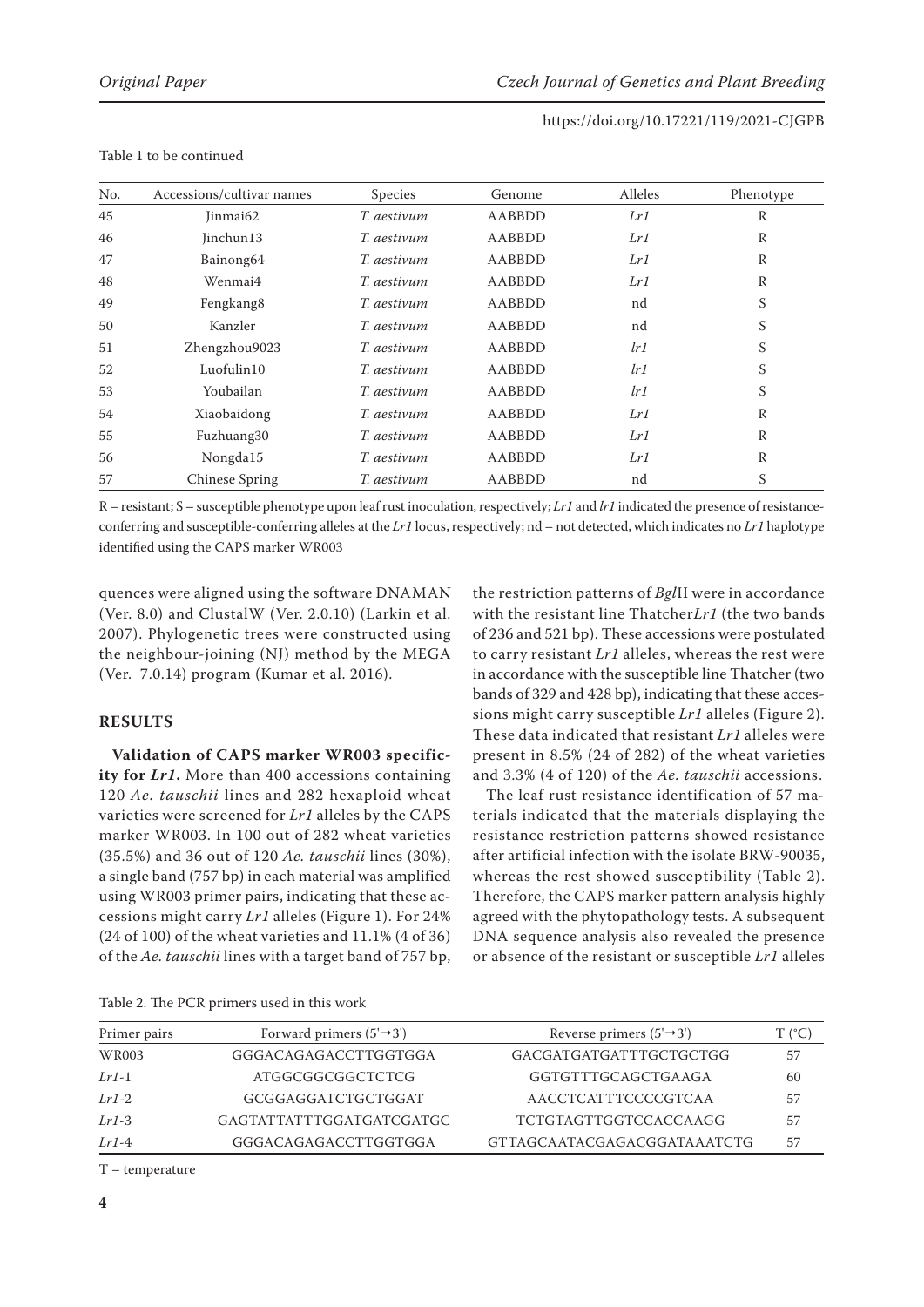Table 1 to be continued

| No. | Accessions/cultivar names | Species | Genome | Alleles | Phenotype |
|---|---|---|---|---|---|
| 45 | Jinmai62 | *T. aestivum* | AABBDD | *Lr1* | R |
| 46 | Jinchun13 | *T. aestivum* | AABBDD | *Lr1* | R |
| 47 | Bainong64 | *T. aestivum* | AABBDD | *Lr1* | R |
| 48 | Wenmai4 | *T. aestivum* | AABBDD | *Lr1* | R |
| 49 | Fengkang8 | *T. aestivum* | AABBDD | nd | S |
| 50 | Kanzler | *T. aestivum* | AABBDD | nd | S |
| 51 | Zhengzhou9023 | *T. aestivum* | AABBDD | *lr1* | S |
| 52 | Luofulin10 | *T. aestivum* | AABBDD | *lr1* | S |
| 53 | Youbailan | *T. aestivum* | AABBDD | *lr1* | S |
| 54 | Xiaobaidong | *T. aestivum* | AABBDD | *Lr1* | R |
| 55 | Fuzhuang30 | *T. aestivum* | AABBDD | *Lr1* | R |
| 56 | Nongda15 | *T. aestivum* | AABBDD | *Lr1* | R |
| 57 | Chinese Spring | *T. aestivum* | AABBDD | nd | S |

R – resistant; S – susceptible phenotype upon leaf rust inoculation, respectively; *Lr1* and *lr1* indicated the presence of resistance-conferring and susceptible-conferring alleles at the *Lr1* locus, respectively; nd – not detected, which indicates no *Lr1* haplotype identified using the CAPS marker WR003

quences were aligned using the software DNAMAN (Ver. 8.0) and ClustalW (Ver. 2.0.10) (Larkin et al. 2007). Phylogenetic trees were constructed using the neighbour-joining (NJ) method by the MEGA (Ver. 7.0.14) program (Kumar et al. 2016).

## RESULTS

**Validation of CAPS marker WR003 specificity for *Lr1*.** More than 400 accessions containing 120 *Ae. tauschii* lines and 282 hexaploid wheat varieties were screened for *Lr1* alleles by the CAPS marker WR003. In 100 out of 282 wheat varieties (35.5%) and 36 out of 120 *Ae. tauschii* lines (30%), a single band (757 bp) in each material was amplified using WR003 primer pairs, indicating that these accessions might carry *Lr1* alleles (Figure 1). For 24% (24 of 100) of the wheat varieties and 11.1% (4 of 36) of the *Ae. tauschii* lines with a target band of 757 bp, the restriction patterns of *Bgl*II were in accordance with the resistant line Thatcher*Lr1* (the two bands of 236 and 521 bp). These accessions were postulated to carry resistant *Lr1* alleles, whereas the rest were in accordance with the susceptible line Thatcher (two bands of 329 and 428 bp), indicating that these accessions might carry susceptible *Lr1* alleles (Figure 2). These data indicated that resistant *Lr1* alleles were present in 8.5% (24 of 282) of the wheat varieties and 3.3% (4 of 120) of the *Ae. tauschii* accessions.

The leaf rust resistance identification of 57 materials indicated that the materials displaying the resistance restriction patterns showed resistance after artificial infection with the isolate BRW-90035, whereas the rest showed susceptibility (Table 2). Therefore, the CAPS marker pattern analysis highly agreed with the phytopathology tests. A subsequent DNA sequence analysis also revealed the presence or absence of the resistant or susceptible *Lr1* alleles

Table 2. The PCR primers used in this work

| Primer pairs | Forward primers (5'→3') | Reverse primers (5'→3') | T (°C) |
|---|---|---|---|
| WR003 | GGGACAGAGACCTTGGTGGA | GACGATGATGATTTGCTGCTGG | 57 |
| *Lr1*-1 | ATGGCGGCGGCTCTCG | GGTGTTTGCAGCTGAAGA | 60 |
| *Lr1*-2 | GCGGAGGATCTGCTGGAT | AACCTCATTTCCCCGTCAA | 57 |
| *Lr1*-3 | GAGTATTATTTGGATGATCGATGC | TCTGTAGTTGGTCCACCAAGG | 57 |
| *Lr1*-4 | GGGACAGAGACCTTGGTGGA | GTTAGCAATACGAGACGGATAAATCTG | 57 |

T – temperature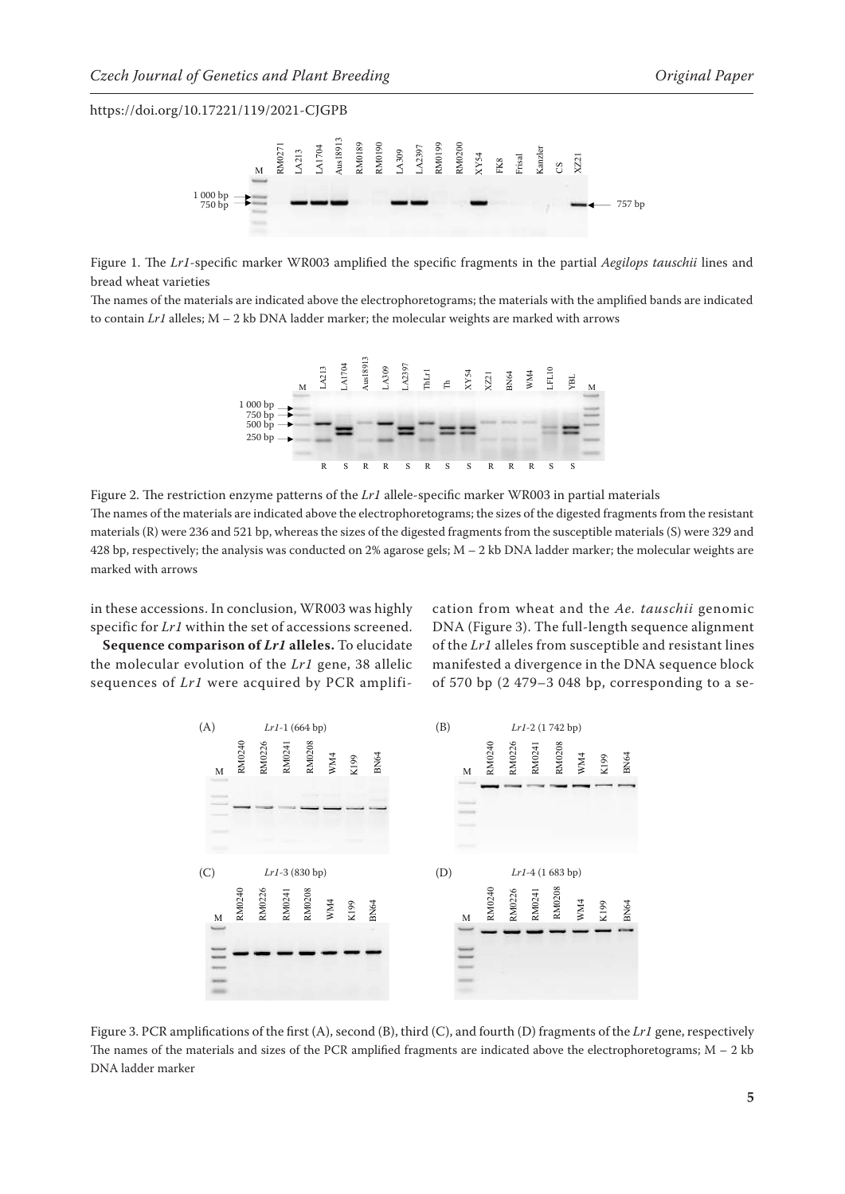Figure 1. The *Lr1*-specific marker WR003 amplified the specific fragments in the partial *Aegilops tauschii* lines and bread wheat varieties

The names of the materials are indicated above the electrophoretograms; the materials with the amplified bands are indicated to contain *Lr1* alleles; M – 2 kb DNA ladder marker; the molecular weights are marked with arrows

Figure 2. The restriction enzyme patterns of the *Lr1* allele-specific marker WR003 in partial materials

The names of the materials are indicated above the electrophoretograms; the sizes of the digested fragments from the resistant materials (R) were 236 and 521 bp, whereas the sizes of the digested fragments from the susceptible materials (S) were 329 and 428 bp, respectively; the analysis was conducted on 2% agarose gels; M – 2 kb DNA ladder marker; the molecular weights are marked with arrows

in these accessions. In conclusion, WR003 was highly specific for *Lr1* within the set of accessions screened.

**Sequence comparison of *Lr1* alleles.** To elucidate the molecular evolution of the *Lr1* gene, 38 allelic sequences of *Lr1* were acquired by PCR amplification from wheat and the *Ae. tauschii* genomic DNA (Figure 3). The full-length sequence alignment of the *Lr1* alleles from susceptible and resistant lines manifested a divergence in the DNA sequence block of 570 bp (2 479–3 048 bp, corresponding to a se-

Figure 3. PCR amplifications of the first (A), second (B), third (C), and fourth (D) fragments of the *Lr1* gene, respectively

The names of the materials and sizes of the PCR amplified fragments are indicated above the electrophoretograms; M – 2 kb DNA ladder marker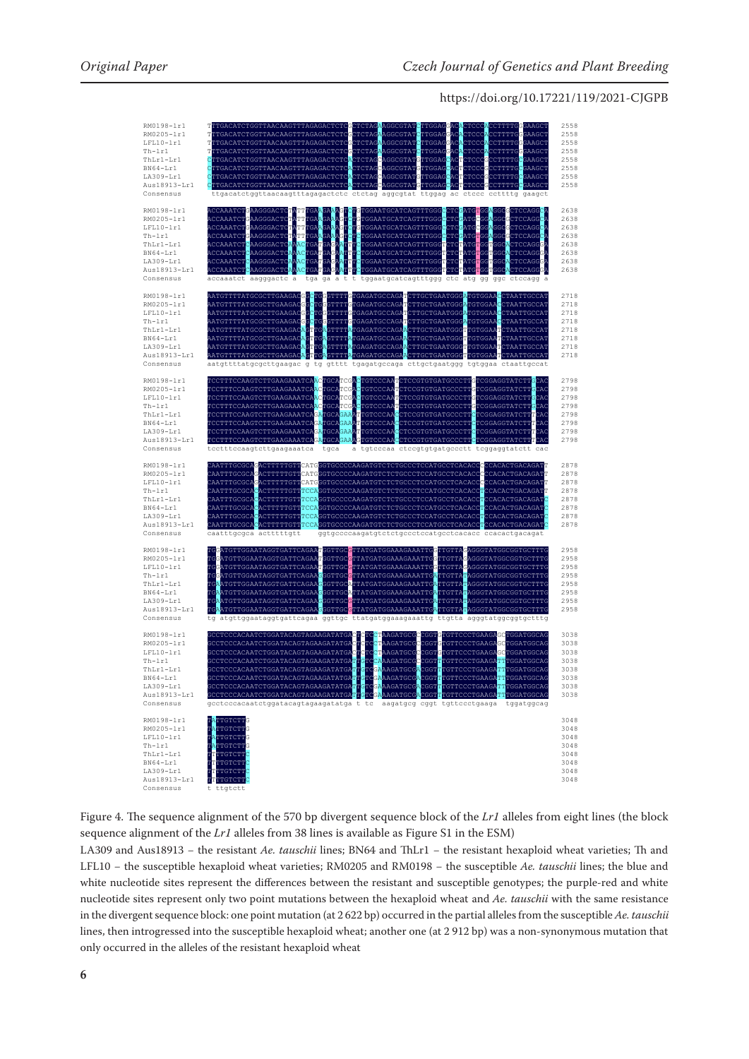Figure 4. The sequence alignment of the 570 bp divergent sequence block of the *Lr1* alleles from eight lines (the block sequence alignment of the *Lr1* alleles from 38 lines is available as Figure S1 in the ESM)

LA309 and Aus18913 – the resistant *Ae. tauschii* lines; BN64 and ThLr1 – the resistant hexaploid wheat varieties; Th and LFL10 – the susceptible hexaploid wheat varieties; RM0205 and RM0198 – the susceptible *Ae. tauschii* lines; the blue and white nucleotide sites represent the differences between the resistant and susceptible genotypes; the purple-red and white nucleotide sites represent only two point mutations between the hexaploid wheat and *Ae. tauschii* with the same resistance in the divergent sequence block: one point mutation (at 2 622 bp) occurred in the partial alleles from the susceptible *Ae. tauschii* lines, then introgressed into the susceptible hexaploid wheat; another one (at 2 912 bp) was a non-synonymous mutation that only occurred in the alleles of the resistant hexaploid wheat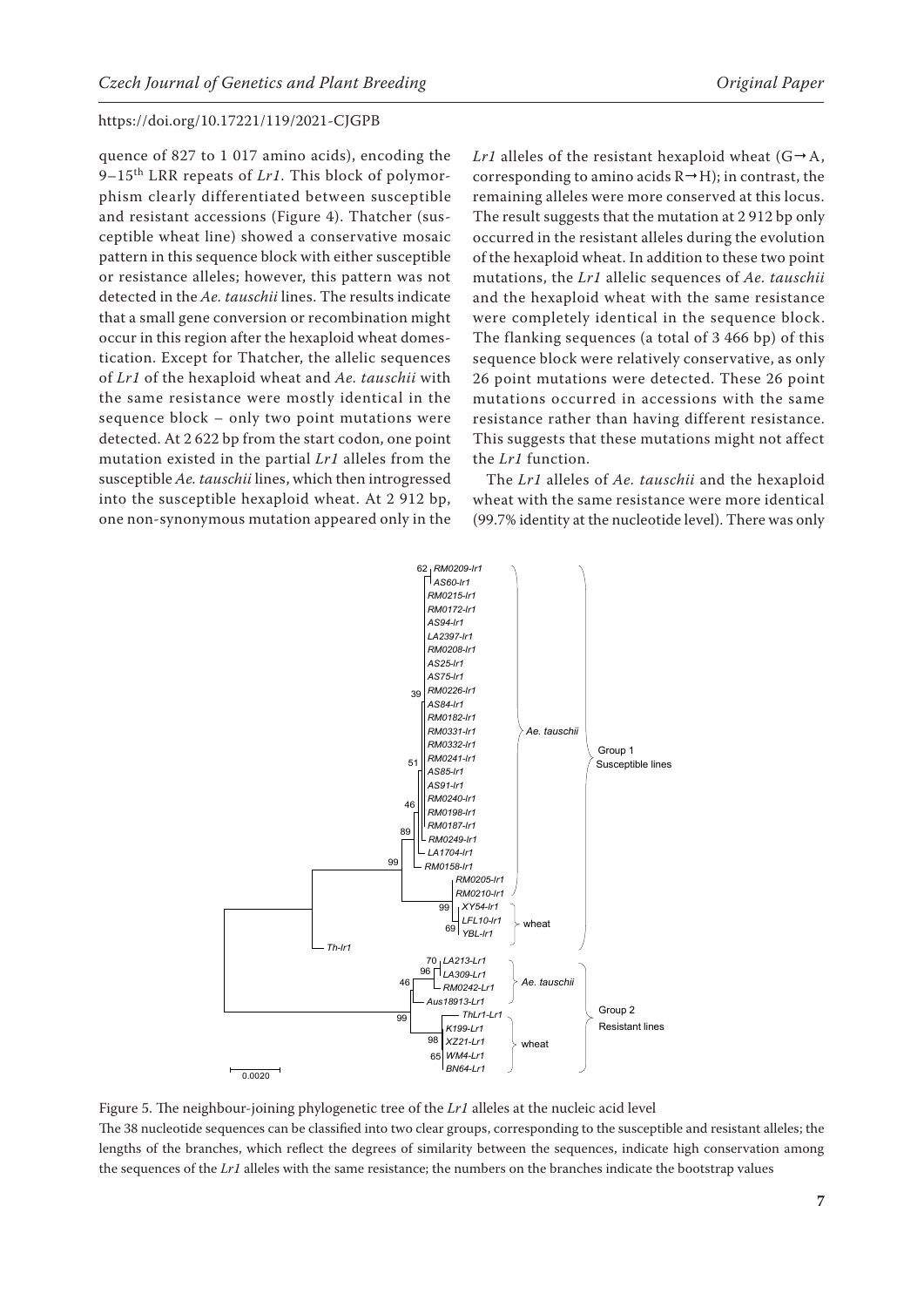quence of 827 to 1 017 amino acids), encoding the 9–15th LRR repeats of *Lr1*. This block of polymorphism clearly differentiated between susceptible and resistant accessions (Figure 4). Thatcher (susceptible wheat line) showed a conservative mosaic pattern in this sequence block with either susceptible or resistance alleles; however, this pattern was not detected in the *Ae. tauschii* lines. The results indicate that a small gene conversion or recombination might occur in this region after the hexaploid wheat domestication. Except for Thatcher, the allelic sequences of *Lr1* of the hexaploid wheat and *Ae. tauschii* with the same resistance were mostly identical in the sequence block – only two point mutations were detected. At 2 622 bp from the start codon, one point mutation existed in the partial *Lr1* alleles from the susceptible *Ae. tauschii* lines, which then introgressed into the susceptible hexaploid wheat. At 2 912 bp, one non-synonymous mutation appeared only in the *Lr1* alleles of the resistant hexaploid wheat (G→A, corresponding to amino acids R→H); in contrast, the remaining alleles were more conserved at this locus. The result suggests that the mutation at 2 912 bp only occurred in the resistant alleles during the evolution of the hexaploid wheat. In addition to these two point mutations, the *Lr1* allelic sequences of *Ae. tauschii* and the hexaploid wheat with the same resistance were completely identical in the sequence block. The flanking sequences (a total of 3 466 bp) of this sequence block were relatively conservative, as only 26 point mutations were detected. These 26 point mutations occurred in accessions with the same resistance rather than having different resistance. This suggests that these mutations might not affect the *Lr1* function.

The *Lr1* alleles of *Ae. tauschii* and the hexaploid wheat with the same resistance were more identical (99.7% identity at the nucleotide level). There was only

Figure 5. The neighbour-joining phylogenetic tree of the *Lr1* alleles at the nucleic acid level

The 38 nucleotide sequences can be classified into two clear groups, corresponding to the susceptible and resistant alleles; the lengths of the branches, which reflect the degrees of similarity between the sequences, indicate high conservation among the sequences of the *Lr1* alleles with the same resistance; the numbers on the branches indicate the bootstrap values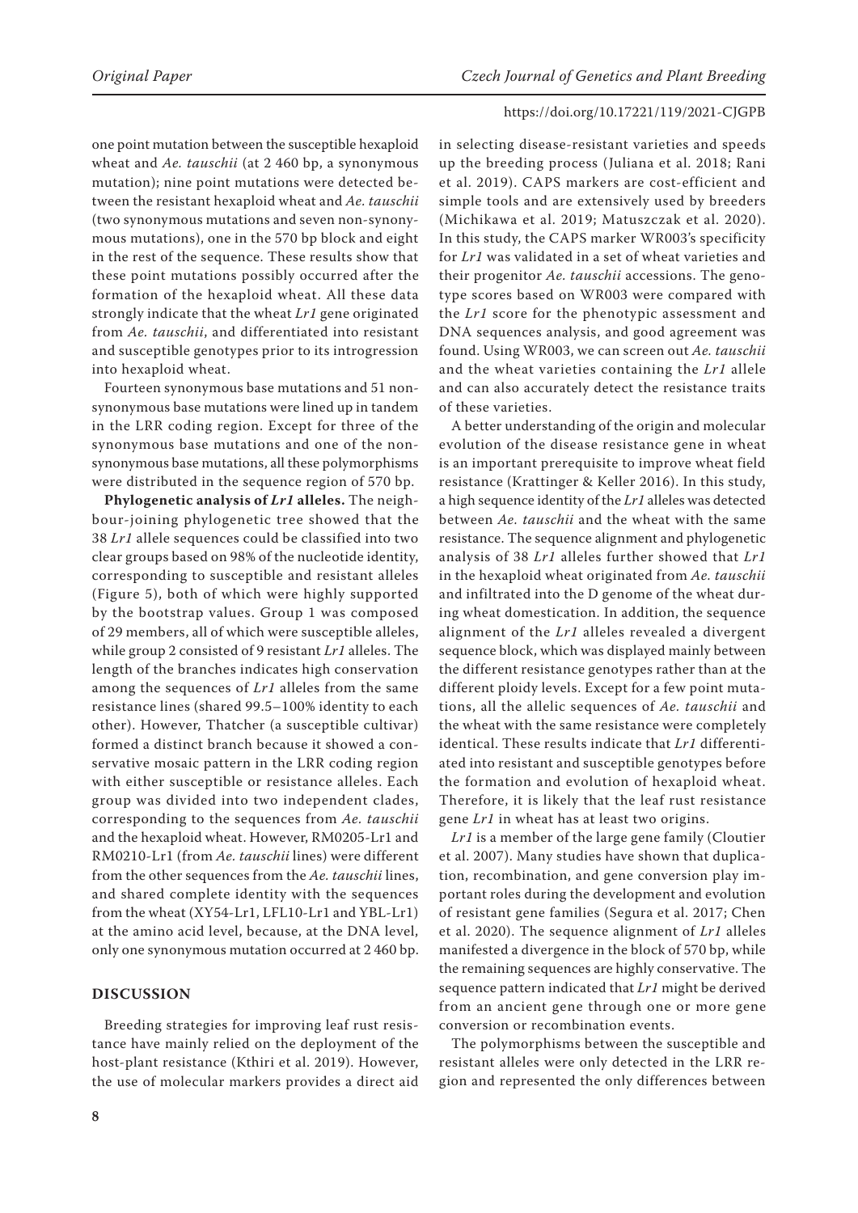one point mutation between the susceptible hexaploid wheat and *Ae. tauschii* (at 2 460 bp, a synonymous mutation); nine point mutations were detected between the resistant hexaploid wheat and *Ae. tauschii* (two synonymous mutations and seven non-synonymous mutations), one in the 570 bp block and eight in the rest of the sequence. These results show that these point mutations possibly occurred after the formation of the hexaploid wheat. All these data strongly indicate that the wheat *Lr1* gene originated from *Ae. tauschii*, and differentiated into resistant and susceptible genotypes prior to its introgression into hexaploid wheat.

Fourteen synonymous base mutations and 51 non-synonymous base mutations were lined up in tandem in the LRR coding region. Except for three of the synonymous base mutations and one of the non-synonymous base mutations, all these polymorphisms were distributed in the sequence region of 570 bp.

**Phylogenetic analysis of *Lr1* alleles.** The neighbour-joining phylogenetic tree showed that the 38 *Lr1* allele sequences could be classified into two clear groups based on 98% of the nucleotide identity, corresponding to susceptible and resistant alleles (Figure 5), both of which were highly supported by the bootstrap values. Group 1 was composed of 29 members, all of which were susceptible alleles, while group 2 consisted of 9 resistant *Lr1* alleles. The length of the branches indicates high conservation among the sequences of *Lr1* alleles from the same resistance lines (shared 99.5–100% identity to each other). However, Thatcher (a susceptible cultivar) formed a distinct branch because it showed a conservative mosaic pattern in the LRR coding region with either susceptible or resistance alleles. Each group was divided into two independent clades, corresponding to the sequences from *Ae. tauschii* and the hexaploid wheat. However, RM0205-Lr1 and RM0210-Lr1 (from *Ae. tauschii* lines) were different from the other sequences from the *Ae. tauschii* lines, and shared complete identity with the sequences from the wheat (XY54-Lr1, LFL10-Lr1 and YBL-Lr1) at the amino acid level, because, at the DNA level, only one synonymous mutation occurred at 2 460 bp.

## DISCUSSION

Breeding strategies for improving leaf rust resistance have mainly relied on the deployment of the host-plant resistance (Kthiri et al. 2019). However, the use of molecular markers provides a direct aid in selecting disease-resistant varieties and speeds up the breeding process (Juliana et al. 2018; Rani et al. 2019). CAPS markers are cost-efficient and simple tools and are extensively used by breeders (Michikawa et al. 2019; Matuszczak et al. 2020). In this study, the CAPS marker WR003's specificity for *Lr1* was validated in a set of wheat varieties and their progenitor *Ae. tauschii* accessions. The genotype scores based on WR003 were compared with the *Lr1* score for the phenotypic assessment and DNA sequences analysis, and good agreement was found. Using WR003, we can screen out *Ae. tauschii* and the wheat varieties containing the *Lr1* allele and can also accurately detect the resistance traits of these varieties.

A better understanding of the origin and molecular evolution of the disease resistance gene in wheat is an important prerequisite to improve wheat field resistance (Krattinger & Keller 2016). In this study, a high sequence identity of the *Lr1* alleles was detected between *Ae. tauschii* and the wheat with the same resistance. The sequence alignment and phylogenetic analysis of 38 *Lr1* alleles further showed that *Lr1* in the hexaploid wheat originated from *Ae. tauschii* and infiltrated into the D genome of the wheat during wheat domestication. In addition, the sequence alignment of the *Lr1* alleles revealed a divergent sequence block, which was displayed mainly between the different resistance genotypes rather than at the different ploidy levels. Except for a few point mutations, all the allelic sequences of *Ae. tauschii* and the wheat with the same resistance were completely identical. These results indicate that *Lr1* differentiated into resistant and susceptible genotypes before the formation and evolution of hexaploid wheat. Therefore, it is likely that the leaf rust resistance gene *Lr1* in wheat has at least two origins.

*Lr1* is a member of the large gene family (Cloutier et al. 2007). Many studies have shown that duplication, recombination, and gene conversion play important roles during the development and evolution of resistant gene families (Segura et al. 2017; Chen et al. 2020). The sequence alignment of *Lr1* alleles manifested a divergence in the block of 570 bp, while the remaining sequences are highly conservative. The sequence pattern indicated that *Lr1* might be derived from an ancient gene through one or more gene conversion or recombination events.

The polymorphisms between the susceptible and resistant alleles were only detected in the LRR region and represented the only differences between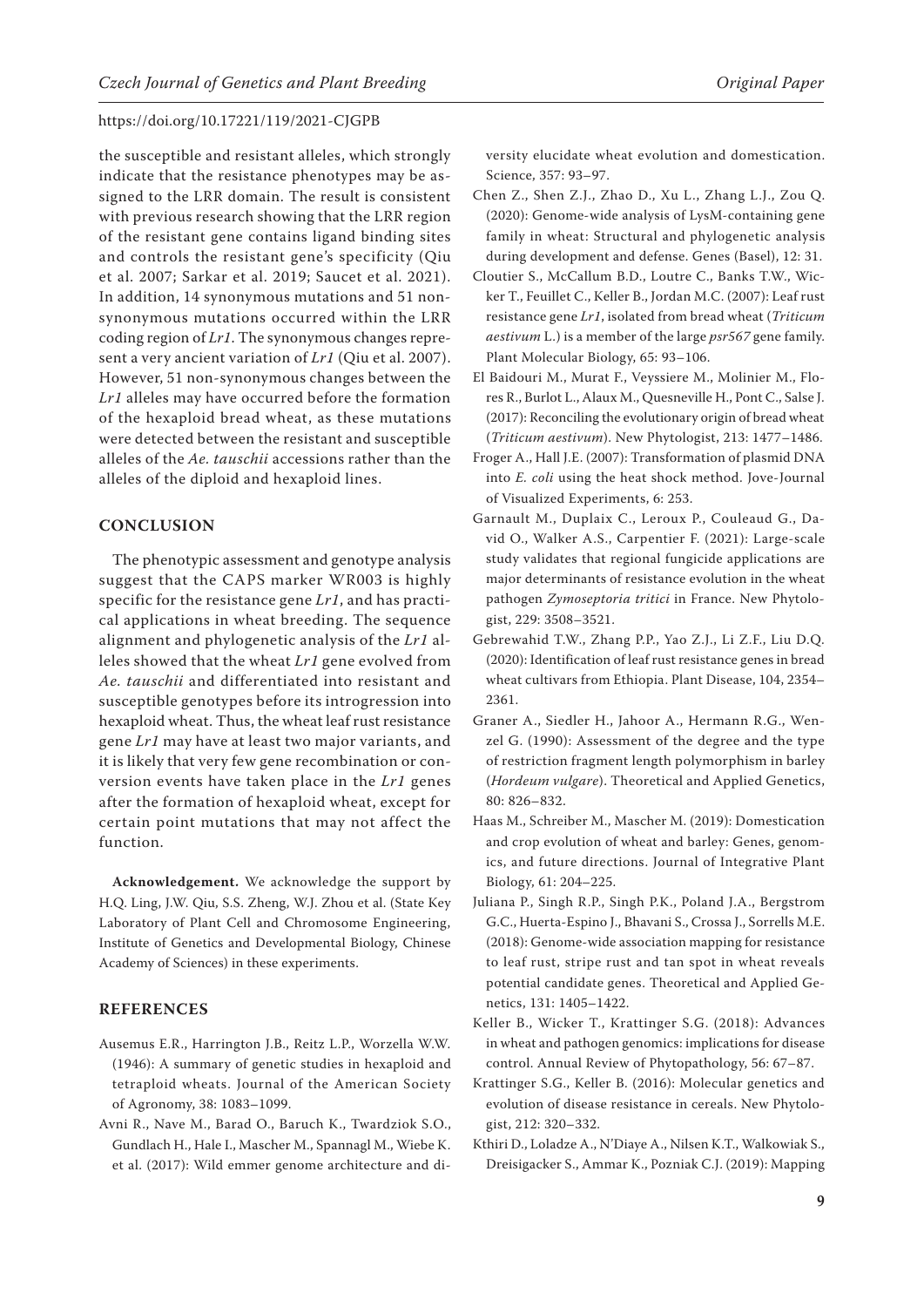the susceptible and resistant alleles, which strongly indicate that the resistance phenotypes may be assigned to the LRR domain. The result is consistent with previous research showing that the LRR region of the resistant gene contains ligand binding sites and controls the resistant gene's specificity (Qiu et al. 2007; Sarkar et al. 2019; Saucet et al. 2021). In addition, 14 synonymous mutations and 51 non-synonymous mutations occurred within the LRR coding region of *Lr1*. The synonymous changes represent a very ancient variation of *Lr1* (Qiu et al. 2007). However, 51 non-synonymous changes between the *Lr1* alleles may have occurred before the formation of the hexaploid bread wheat, as these mutations were detected between the resistant and susceptible alleles of the *Ae. tauschii* accessions rather than the alleles of the diploid and hexaploid lines.

## CONCLUSION

The phenotypic assessment and genotype analysis suggest that the CAPS marker WR003 is highly specific for the resistance gene *Lr1*, and has practical applications in wheat breeding. The sequence alignment and phylogenetic analysis of the *Lr1* alleles showed that the wheat *Lr1* gene evolved from *Ae. tauschii* and differentiated into resistant and susceptible genotypes before its introgression into hexaploid wheat. Thus, the wheat leaf rust resistance gene *Lr1* may have at least two major variants, and it is likely that very few gene recombination or conversion events have taken place in the *Lr1* genes after the formation of hexaploid wheat, except for certain point mutations that may not affect the function.

**Acknowledgement.** We acknowledge the support by H.Q. Ling, J.W. Qiu, S.S. Zheng, W.J. Zhou et al. (State Key Laboratory of Plant Cell and Chromosome Engineering, Institute of Genetics and Developmental Biology, Chinese Academy of Sciences) in these experiments.

## REFERENCES

Ausemus E.R., Harrington J.B., Reitz L.P., Worzella W.W. (1946): A summary of genetic studies in hexaploid and tetraploid wheats. Journal of the American Society of Agronomy, 38: 1083–1099.

Avni R., Nave M., Barad O., Baruch K., Twardziok S.O., Gundlach H., Hale I., Mascher M., Spannagl M., Wiebe K. et al. (2017): Wild emmer genome architecture and diversity elucidate wheat evolution and domestication. Science, 357: 93–97.

Chen Z., Shen Z.J., Zhao D., Xu L., Zhang L.J., Zou Q. (2020): Genome-wide analysis of LysM-containing gene family in wheat: Structural and phylogenetic analysis during development and defense. Genes (Basel), 12: 31.

Cloutier S., McCallum B.D., Loutre C., Banks T.W., Wicker T., Feuillet C., Keller B., Jordan M.C. (2007): Leaf rust resistance gene *Lr1*, isolated from bread wheat (*Triticum aestivum* L.) is a member of the large *psr567* gene family. Plant Molecular Biology, 65: 93–106.

El Baidouri M., Murat F., Veyssiere M., Molinier M., Flores R., Burlot L., Alaux M., Quesneville H., Pont C., Salse J. (2017): Reconciling the evolutionary origin of bread wheat (*Triticum aestivum*). New Phytologist, 213: 1477–1486.

Froger A., Hall J.E. (2007): Transformation of plasmid DNA into *E. coli* using the heat shock method. Jove-Journal of Visualized Experiments, 6: 253.

Garnault M., Duplaix C., Leroux P., Couleaud G., David O., Walker A.S., Carpentier F. (2021): Large-scale study validates that regional fungicide applications are major determinants of resistance evolution in the wheat pathogen *Zymoseptoria tritici* in France. New Phytologist, 229: 3508–3521.

Gebrewahid T.W., Zhang P.P., Yao Z.J., Li Z.F., Liu D.Q. (2020): Identification of leaf rust resistance genes in bread wheat cultivars from Ethiopia. Plant Disease, 104, 2354–2361.

Graner A., Siedler H., Jahoor A., Hermann R.G., Wenzel G. (1990): Assessment of the degree and the type of restriction fragment length polymorphism in barley (*Hordeum vulgare*). Theoretical and Applied Genetics, 80: 826–832.

Haas M., Schreiber M., Mascher M. (2019): Domestication and crop evolution of wheat and barley: Genes, genomics, and future directions. Journal of Integrative Plant Biology, 61: 204–225.

Juliana P., Singh R.P., Singh P.K., Poland J.A., Bergstrom G.C., Huerta-Espino J., Bhavani S., Crossa J., Sorrells M.E. (2018): Genome-wide association mapping for resistance to leaf rust, stripe rust and tan spot in wheat reveals potential candidate genes. Theoretical and Applied Genetics, 131: 1405–1422.

Keller B., Wicker T., Krattinger S.G. (2018): Advances in wheat and pathogen genomics: implications for disease control. Annual Review of Phytopathology, 56: 67–87.

Krattinger S.G., Keller B. (2016): Molecular genetics and evolution of disease resistance in cereals. New Phytologist, 212: 320–332.

Kthiri D., Loladze A., N'Diaye A., Nilsen K.T., Walkowiak S., Dreisigacker S., Ammar K., Pozniak C.J. (2019): Mapping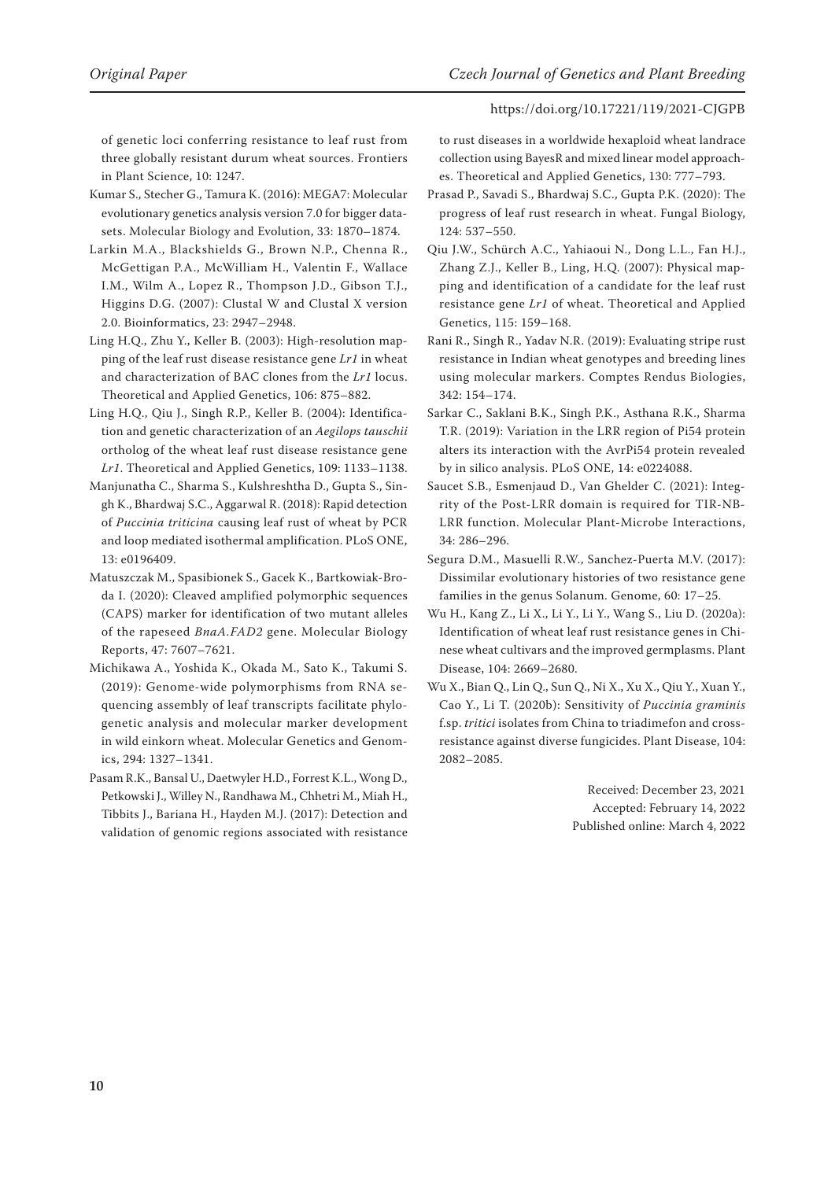of genetic loci conferring resistance to leaf rust from three globally resistant durum wheat sources. Frontiers in Plant Science, 10: 1247.

Kumar S., Stecher G., Tamura K. (2016): MEGA7: Molecular evolutionary genetics analysis version 7.0 for bigger datasets. Molecular Biology and Evolution, 33: 1870–1874.

Larkin M.A., Blackshields G., Brown N.P., Chenna R., McGettigan P.A., McWilliam H., Valentin F., Wallace I.M., Wilm A., Lopez R., Thompson J.D., Gibson T.J., Higgins D.G. (2007): Clustal W and Clustal X version 2.0. Bioinformatics, 23: 2947–2948.

Ling H.Q., Zhu Y., Keller B. (2003): High-resolution mapping of the leaf rust disease resistance gene *Lr1* in wheat and characterization of BAC clones from the *Lr1* locus. Theoretical and Applied Genetics, 106: 875–882.

Ling H.Q., Qiu J., Singh R.P., Keller B. (2004): Identification and genetic characterization of an *Aegilops tauschii* ortholog of the wheat leaf rust disease resistance gene *Lr1*. Theoretical and Applied Genetics, 109: 1133–1138.

Manjunatha C., Sharma S., Kulshreshtha D., Gupta S., Singh K., Bhardwaj S.C., Aggarwal R. (2018): Rapid detection of *Puccinia triticina* causing leaf rust of wheat by PCR and loop mediated isothermal amplification. PLoS ONE, 13: e0196409.

Matuszczak M., Spasibionek S., Gacek K., Bartkowiak-Broda I. (2020): Cleaved amplified polymorphic sequences (CAPS) marker for identification of two mutant alleles of the rapeseed *BnaA.FAD2* gene. Molecular Biology Reports, 47: 7607–7621.

Michikawa A., Yoshida K., Okada M., Sato K., Takumi S. (2019): Genome-wide polymorphisms from RNA sequencing assembly of leaf transcripts facilitate phylogenetic analysis and molecular marker development in wild einkorn wheat. Molecular Genetics and Genomics, 294: 1327–1341.

Pasam R.K., Bansal U., Daetwyler H.D., Forrest K.L., Wong D., Petkowski J., Willey N., Randhawa M., Chhetri M., Miah H., Tibbits J., Bariana H., Hayden M.J. (2017): Detection and validation of genomic regions associated with resistance to rust diseases in a worldwide hexaploid wheat landrace collection using BayesR and mixed linear model approaches. Theoretical and Applied Genetics, 130: 777–793.

Prasad P., Savadi S., Bhardwaj S.C., Gupta P.K. (2020): The progress of leaf rust research in wheat. Fungal Biology, 124: 537–550.

Qiu J.W., Schürch A.C., Yahiaoui N., Dong L.L., Fan H.J., Zhang Z.J., Keller B., Ling, H.Q. (2007): Physical mapping and identification of a candidate for the leaf rust resistance gene *Lr1* of wheat. Theoretical and Applied Genetics, 115: 159–168.

Rani R., Singh R., Yadav N.R. (2019): Evaluating stripe rust resistance in Indian wheat genotypes and breeding lines using molecular markers. Comptes Rendus Biologies, 342: 154–174.

Sarkar C., Saklani B.K., Singh P.K., Asthana R.K., Sharma T.R. (2019): Variation in the LRR region of Pi54 protein alters its interaction with the AvrPi54 protein revealed by in silico analysis. PLoS ONE, 14: e0224088.

Saucet S.B., Esmenjaud D., Van Ghelder C. (2021): Integrity of the Post-LRR domain is required for TIR-NB-LRR function. Molecular Plant-Microbe Interactions, 34: 286–296.

Segura D.M., Masuelli R.W., Sanchez-Puerta M.V. (2017): Dissimilar evolutionary histories of two resistance gene families in the genus Solanum. Genome, 60: 17–25.

Wu H., Kang Z., Li X., Li Y., Li Y., Wang S., Liu D. (2020a): Identification of wheat leaf rust resistance genes in Chinese wheat cultivars and the improved germplasms. Plant Disease, 104: 2669–2680.

Wu X., Bian Q., Lin Q., Sun Q., Ni X., Xu X., Qiu Y., Xuan Y., Cao Y., Li T. (2020b): Sensitivity of *Puccinia graminis* f.sp. *tritici* isolates from China to triadimefon and cross-resistance against diverse fungicides. Plant Disease, 104: 2082–2085.

Received: December 23, 2021
Accepted: February 14, 2022
Published online: March 4, 2022